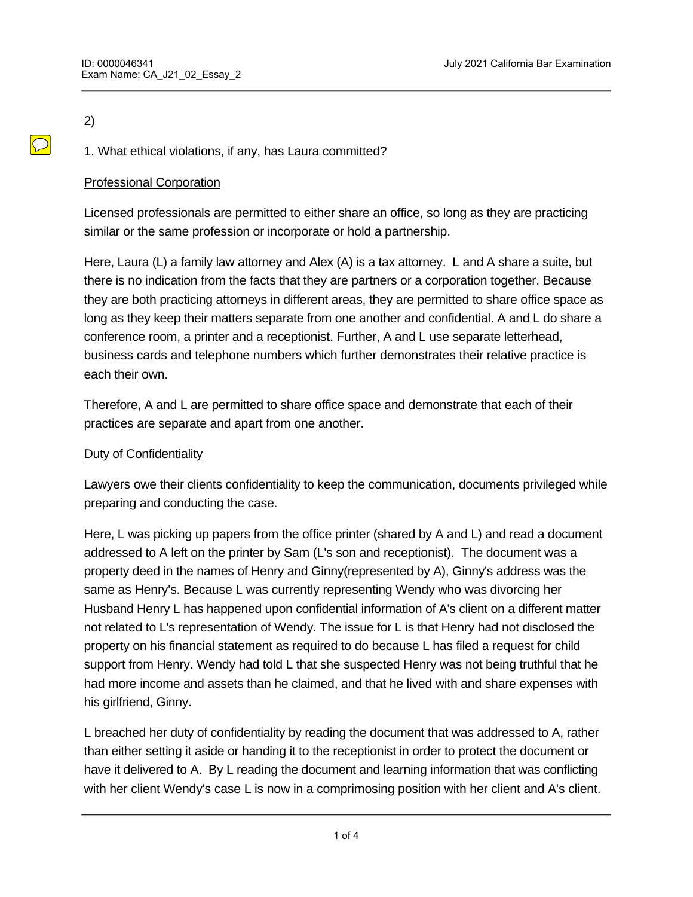2)

1. What ethical violations, if any, has Laura committed?

Professional Corporation

Licensed professionals are permitted to either share an office, so long as they are practicing similar or the same profession or incorporate or hold a partnership.

Here, Laura (L) a family law attorney and Alex (A) is a tax attorney. L and A share a suite, but there is no indication from the facts that they are partners or a corporation together. Because they are both practicing attorneys in different areas, they are permitted to share office space as long as they keep their matters separate from one another and confidential. A and L do share a conference room, a printer and a receptionist. Further, A and L use separate letterhead, business cards and telephone numbers which further demonstrates their relative practice is each their own.

Therefore, A and L are permitted to share office space and demonstrate that each of their practices are separate and apart from one another.

Duty of Confidentiality

Lawyers owe their clients confidentiality to keep the communication, documents privileged while preparing and conducting the case.

Here, L was picking up papers from the office printer (shared by A and L) and read a document addressed to A left on the printer by Sam (L's son and receptionist). The document was a property deed in the names of Henry and Ginny(represented by A), Ginny's address was the same as Henry's. Because L was currently representing Wendy who was divorcing her Husband Henry L has happened upon confidential information of A's client on a different matter not related to L's representation of Wendy. The issue for L is that Henry had not disclosed the property on his financial statement as required to do because L has filed a request for child support from Henry. Wendy had told L that she suspected Henry was not being truthful that he had more income and assets than he claimed, and that he lived with and share expenses with his girlfriend, Ginny.

L breached her duty of confidentiality by reading the document that was addressed to A, rather than either setting it aside or handing it to the receptionist in order to protect the document or have it delivered to A. By L reading the document and learning information that was conflicting with her client Wendy's case L is now in a comprimosing position with her client and A's client.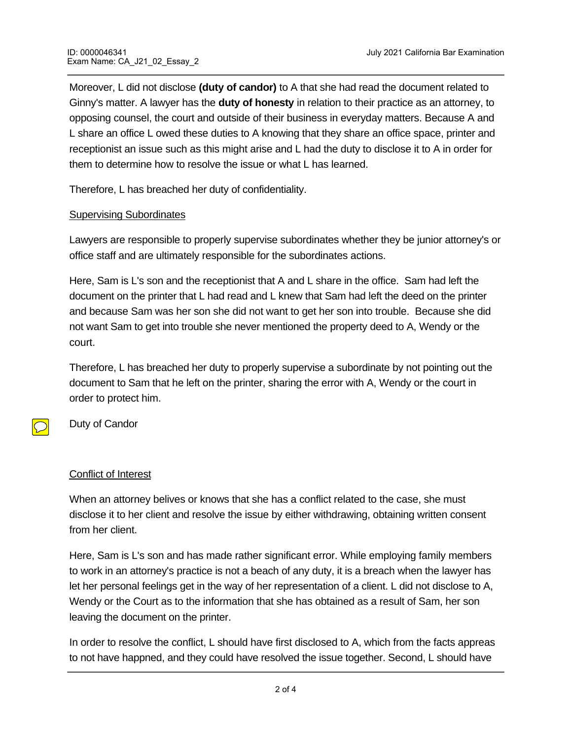Moreover, L did not disclose **(duty of candor)** to A that she had read the document related to Ginny's matter. A lawyer has the **duty of honesty** in relation to their practice as an attorney, to opposing counsel, the court and outside of their business in everyday matters. Because A and L share an office L owed these duties to A knowing that they share an office space, printer and receptionist an issue such as this might arise and L had the duty to disclose it to A in order for them to determine how to resolve the issue or what L has learned.

Therefore, L has breached her duty of confidentiality.

<u>Supervising Subordinates</u>

Lawyers are responsible to properly supervise subordinates whether they be junior attorney's or office staff and are ultimately responsible for the subordinates actions.

Here, Sam is L's son and the receptionist that A and L share in the office. Sam had left the document on the printer that L had read and L knew that Sam had left the deed on the printer and because Sam was her son she did not want to get her son into trouble. Because she did not want Sam to get into trouble she never mentioned the property deed to A, Wendy or the court.

Therefore, L has breached her duty to properly supervise a subordinate by not pointing out the document to Sam that he left on the printer, sharing the error with A, Wendy or the court in order to protect him.

Duty of Candor

<u>Conflict of Interest</u>

When an attorney belives or knows that she has a conflict related to the case, she must disclose it to her client and resolve the issue by either withdrawing, obtaining written consent from her client.

Here, Sam is L's son and has made rather significant error. While employing family members to work in an attorney's practice is not a beach of any duty, it is a breach when the lawyer has let her personal feelings get in the way of her representation of a client. L did not disclose to A, Wendy or the Court as to the information that she has obtained as a result of Sam, her son leaving the document on the printer.

In order to resolve the conflict, L should have first disclosed to A, which from the facts appreas to not have happned, and they could have resolved the issue together. Second, L should have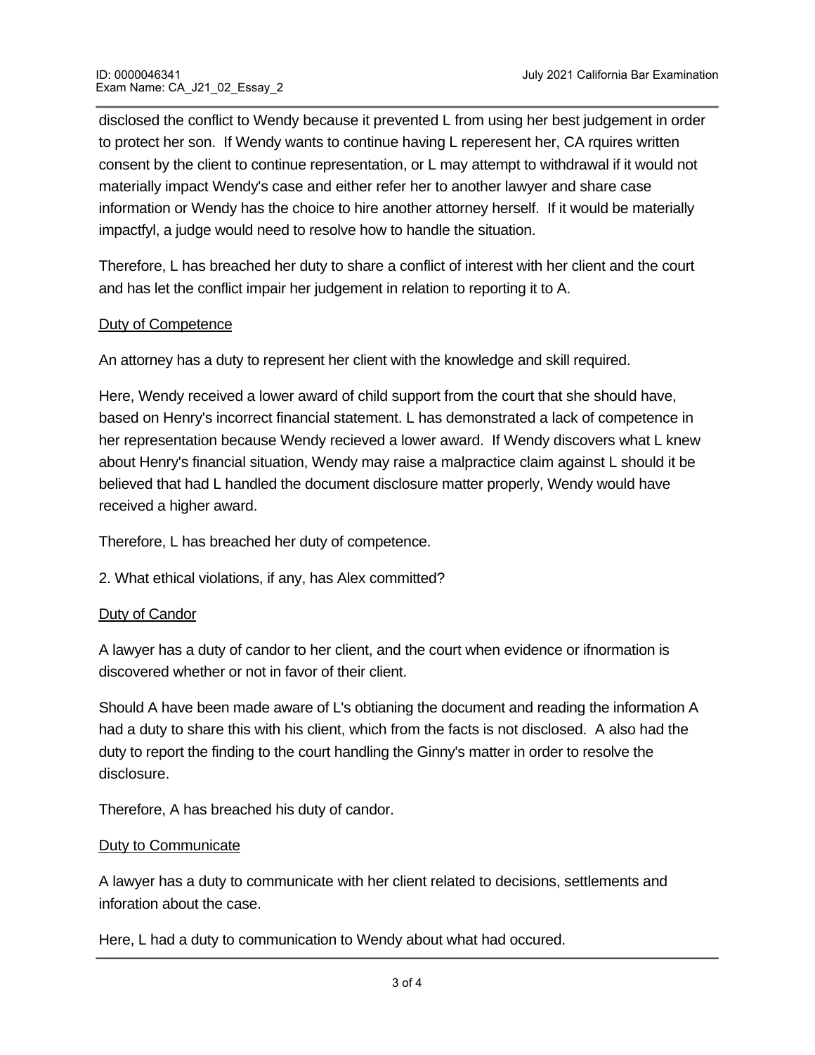disclosed the conflict to Wendy because it prevented L from using her best judgement in order to protect her son. If Wendy wants to continue having L reperesent her, CA rquires written consent by the client to continue representation, or L may attempt to withdrawal if it would not materially impact Wendy's case and either refer her to another lawyer and share case information or Wendy has the choice to hire another attorney herself. If it would be materially impactfyl, a judge would need to resolve how to handle the situation.

Therefore, L has breached her duty to share a conflict of interest with her client and the court and has let the conflict impair her judgement in relation to reporting it to A.

<u>Duty of Competence</u>

An attorney has a duty to represent her client with the knowledge and skill required.

Here, Wendy received a lower award of child support from the court that she should have, based on Henry's incorrect financial statement. L has demonstrated a lack of competence in her representation because Wendy recieved a lower award. If Wendy discovers what L knew about Henry's financial situation, Wendy may raise a malpractice claim against L should it be believed that had L handled the document disclosure matter properly, Wendy would have received a higher award.

Therefore, L has breached her duty of competence.

2. What ethical violations, if any, has Alex committed?

<u>Duty of Candor</u>

A lawyer has a duty of candor to her client, and the court when evidence or ifnormation is discovered whether or not in favor of their client.

Should A have been made aware of L's obtianing the document and reading the information A had a duty to share this with his client, which from the facts is not disclosed. A also had the duty to report the finding to the court handling the Ginny's matter in order to resolve the disclosure.

Therefore, A has breached his duty of candor.

<u>Duty to Communicate</u>

A lawyer has a duty to communicate with her client related to decisions, settlements and inforation about the case.

Here, L had a duty to communication to Wendy about what had occured.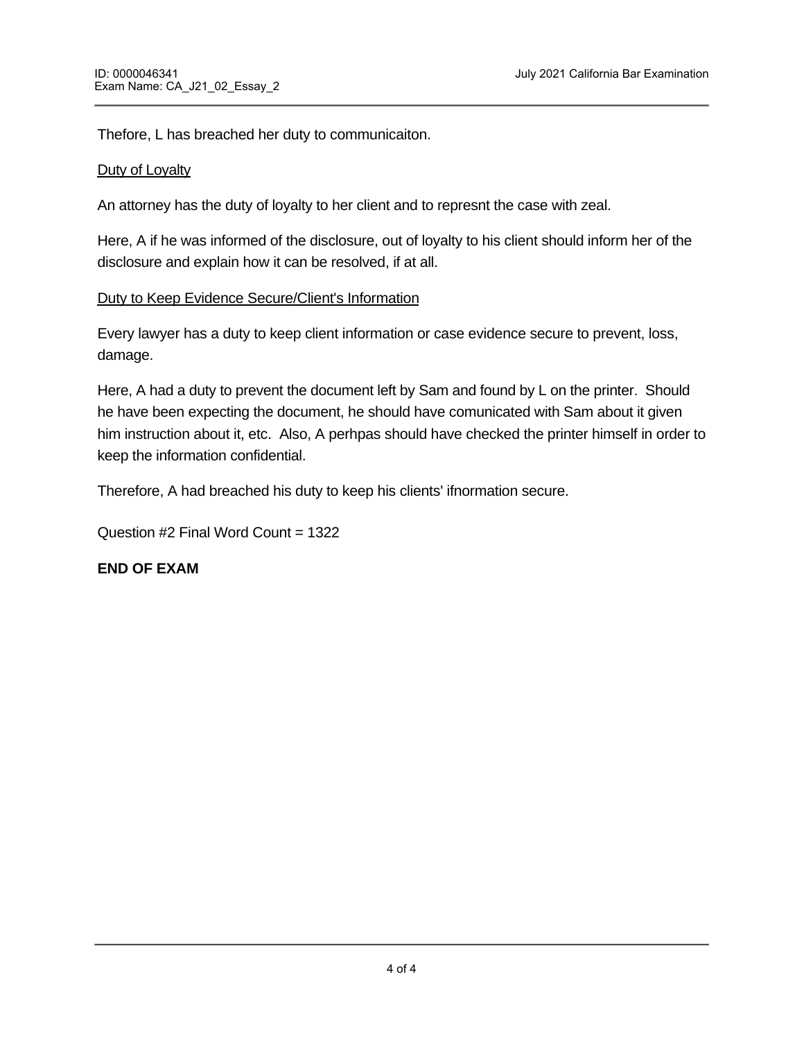Thefore, L has breached her duty to communicaiton.

<u>Duty of Loyalty</u>

An attorney has the duty of loyalty to her client and to represnt the case with zeal.

Here, A if he was informed of the disclosure, out of loyalty to his client should inform her of the disclosure and explain how it can be resolved, if at all.

<u>Duty to Keep Evidence Secure/Client's Information</u>

Every lawyer has a duty to keep client information or case evidence secure to prevent, loss, damage.

Here, A had a duty to prevent the document left by Sam and found by L on the printer. Should he have been expecting the document, he should have comunicated with Sam about it given him instruction about it, etc. Also, A perhpas should have checked the printer himself in order to keep the information confidential.

Therefore, A had breached his duty to keep his clients' ifnormation secure.

Question #2 Final Word Count = 1322

**END OF EXAM**